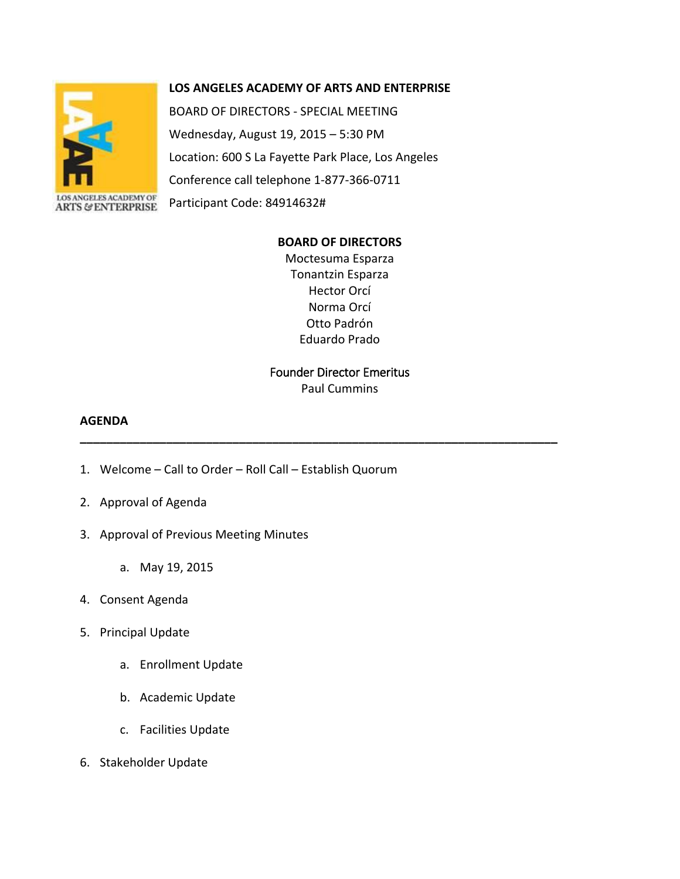# LOS ANGELES ACADEMY OF ARTS AND ENTERPRISE

BOARD OF DIRECTORS - SPECIAL MEETING

Wednesday, August 19, 2015 – 5:30 PM

Location: 600 S La Fayette Park Place, Los Angeles

Conference call telephone 1-877-366-0711

Participant Code: 84914632#

## BOARD OF DIRECTORS

Moctesuma Esparza
Tonantzin Esparza
Hector Orcí
Norma Orcí
Otto Padrón
Eduardo Prado

Founder Director Emeritus
Paul Cummins

## AGENDA

---

1. Welcome – Call to Order – Roll Call – Establish Quorum
2. Approval of Agenda
3. Approval of Previous Meeting Minutes
   a. May 19, 2015
4. Consent Agenda
5. Principal Update
   a. Enrollment Update
   b. Academic Update
   c. Facilities Update
6. Stakeholder Update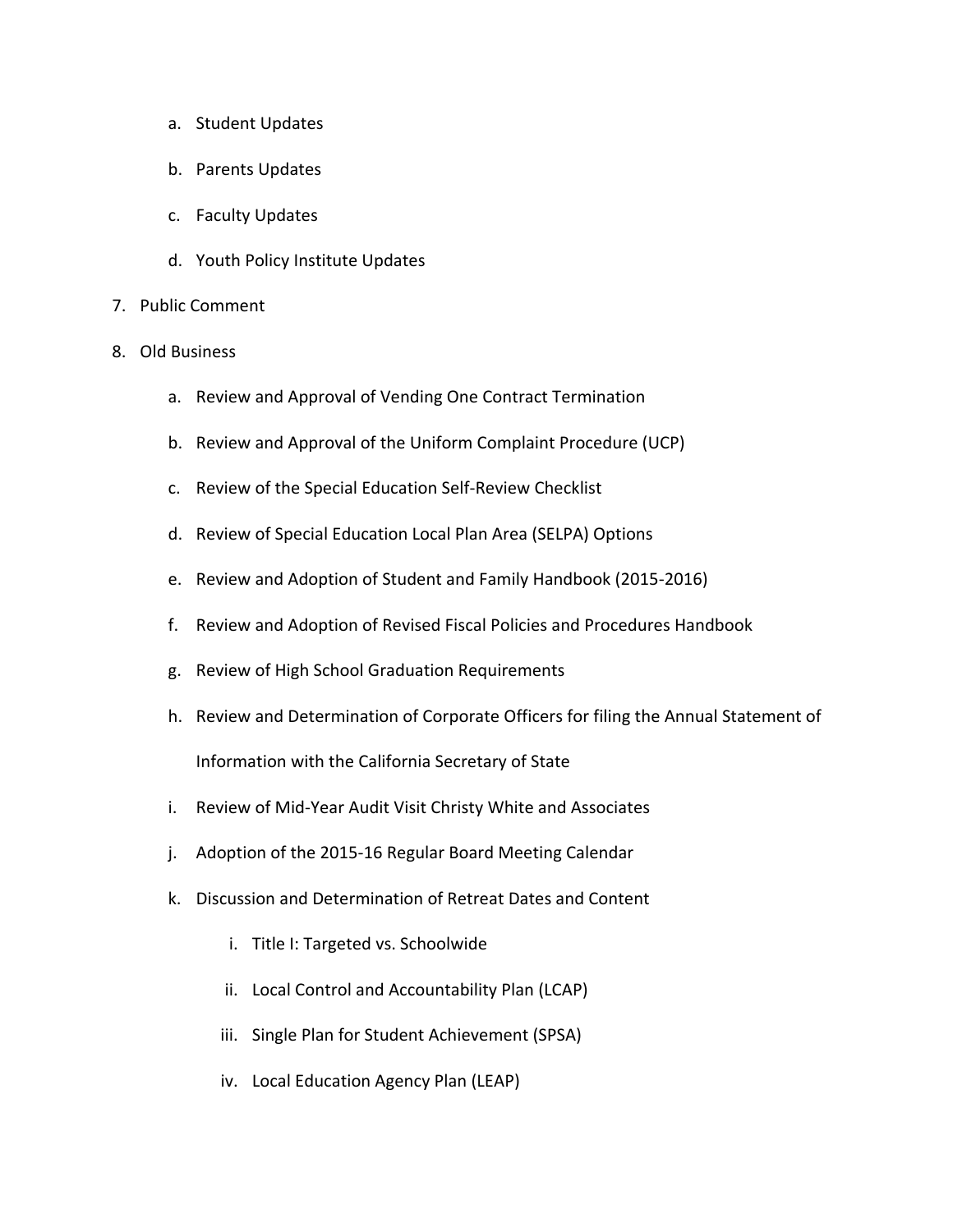a. Student Updates

b. Parents Updates

c. Faculty Updates

d. Youth Policy Institute Updates

7. Public Comment

8. Old Business

   a. Review and Approval of Vending One Contract Termination

   b. Review and Approval of the Uniform Complaint Procedure (UCP)

   c. Review of the Special Education Self-Review Checklist

   d. Review of Special Education Local Plan Area (SELPA) Options

   e. Review and Adoption of Student and Family Handbook (2015-2016)

   f. Review and Adoption of Revised Fiscal Policies and Procedures Handbook

   g. Review of High School Graduation Requirements

   h. Review and Determination of Corporate Officers for filing the Annual Statement of Information with the California Secretary of State

   i. Review of Mid-Year Audit Visit Christy White and Associates

   j. Adoption of the 2015-16 Regular Board Meeting Calendar

   k. Discussion and Determination of Retreat Dates and Content

      i. Title I: Targeted vs. Schoolwide

      ii. Local Control and Accountability Plan (LCAP)

      iii. Single Plan for Student Achievement (SPSA)

      iv. Local Education Agency Plan (LEAP)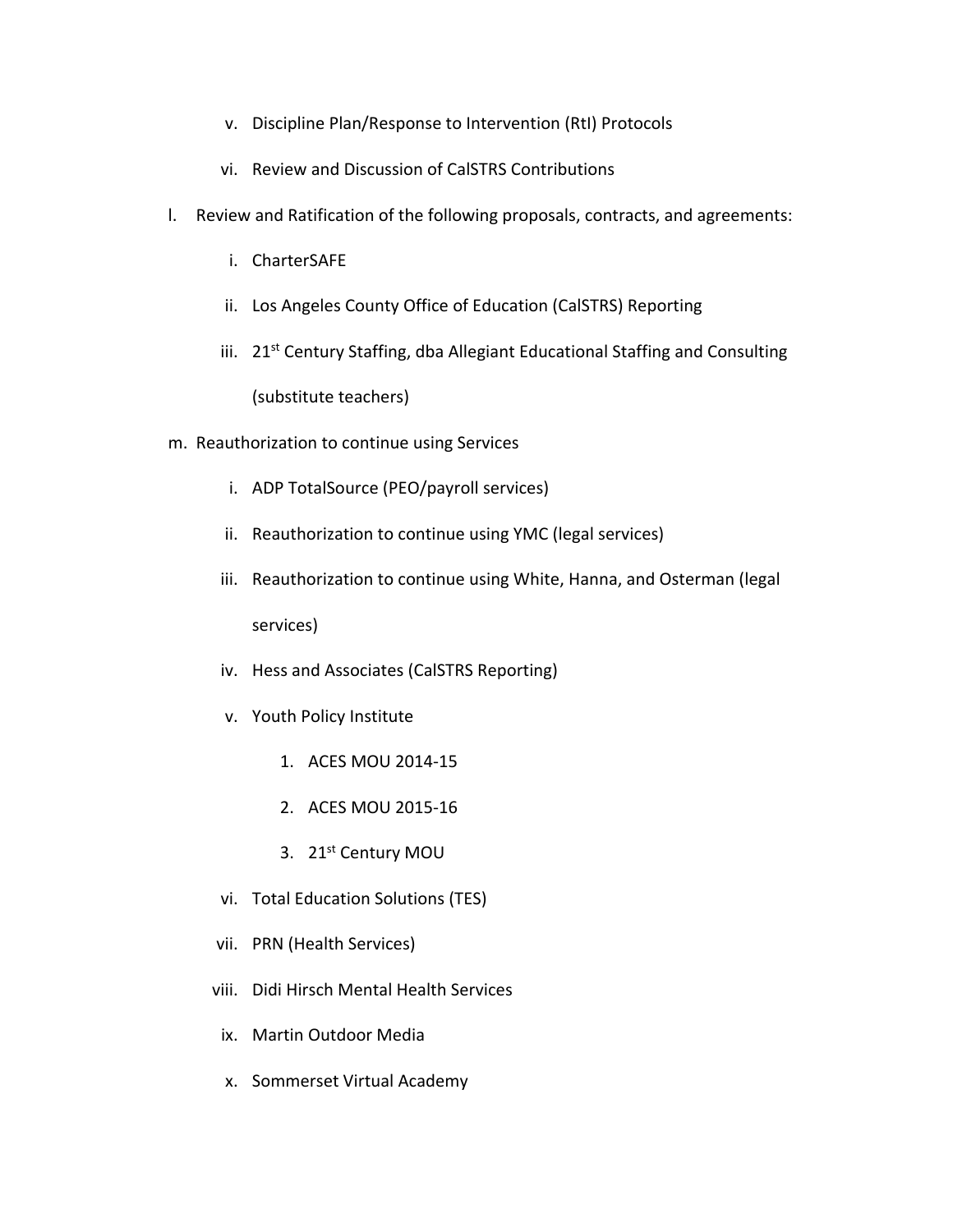v. Discipline Plan/Response to Intervention (RtI) Protocols

   vi. Review and Discussion of CalSTRS Contributions

l. Review and Ratification of the following proposals, contracts, and agreements:

   i. CharterSAFE

   ii. Los Angeles County Office of Education (CalSTRS) Reporting

   iii. 21st Century Staffing, dba Allegiant Educational Staffing and Consulting (substitute teachers)

m. Reauthorization to continue using Services

   i. ADP TotalSource (PEO/payroll services)

   ii. Reauthorization to continue using YMC (legal services)

   iii. Reauthorization to continue using White, Hanna, and Osterman (legal services)

   iv. Hess and Associates (CalSTRS Reporting)

   v. Youth Policy Institute

      1. ACES MOU 2014-15

      2. ACES MOU 2015-16

      3. 21st Century MOU

   vi. Total Education Solutions (TES)

   vii. PRN (Health Services)

   viii. Didi Hirsch Mental Health Services

   ix. Martin Outdoor Media

   x. Sommerset Virtual Academy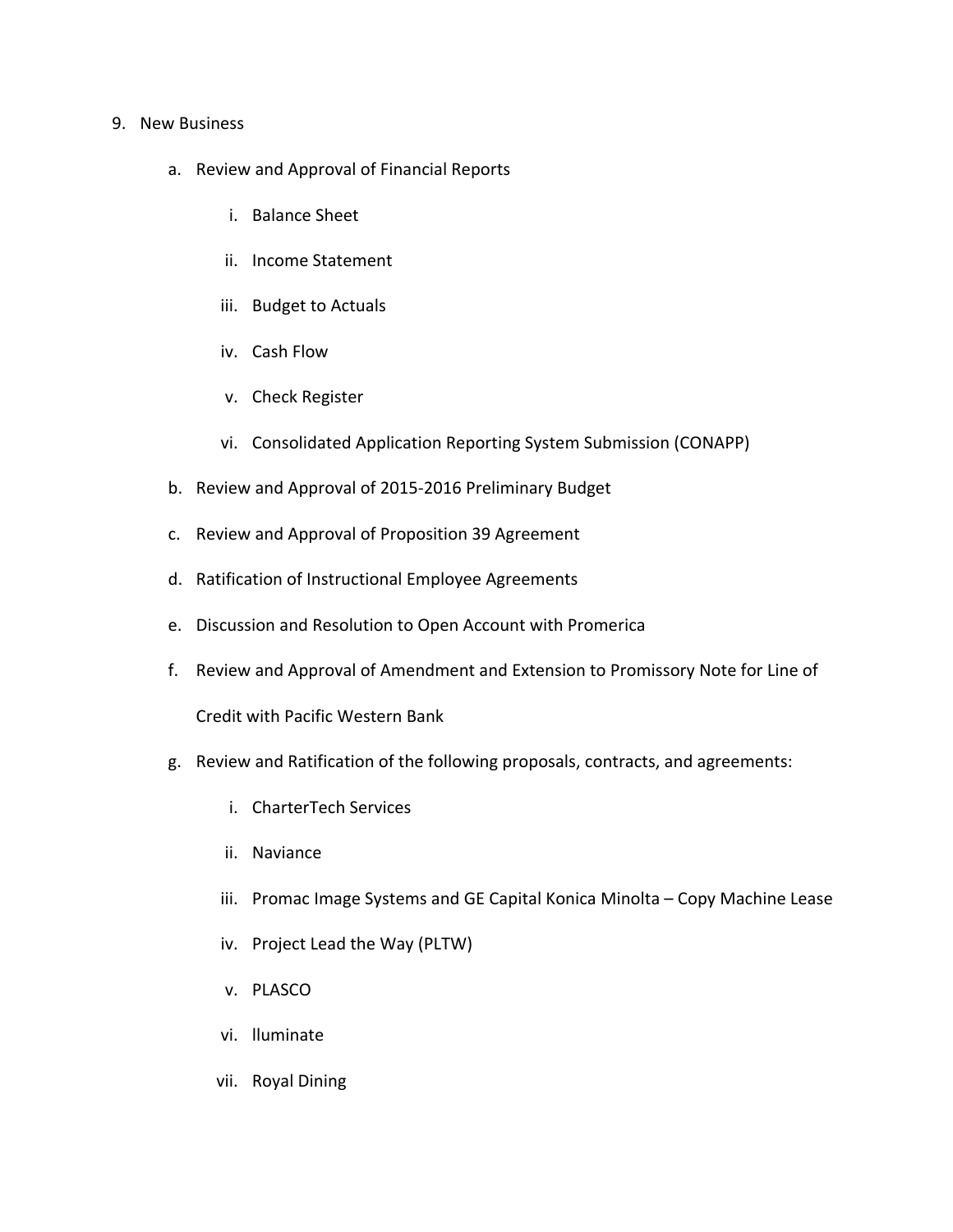9. New Business

    a. Review and Approval of Financial Reports

        i. Balance Sheet

        ii. Income Statement

        iii. Budget to Actuals

        iv. Cash Flow

        v. Check Register

        vi. Consolidated Application Reporting System Submission (CONAPP)

    b. Review and Approval of 2015-2016 Preliminary Budget

    c. Review and Approval of Proposition 39 Agreement

    d. Ratification of Instructional Employee Agreements

    e. Discussion and Resolution to Open Account with Promerica

    f. Review and Approval of Amendment and Extension to Promissory Note for Line of Credit with Pacific Western Bank

    g. Review and Ratification of the following proposals, contracts, and agreements:

        i. CharterTech Services

        ii. Naviance

        iii. Promac Image Systems and GE Capital Konica Minolta – Copy Machine Lease

        iv. Project Lead the Way (PLTW)

        v. PLASCO

        vi. lluminate

        vii. Royal Dining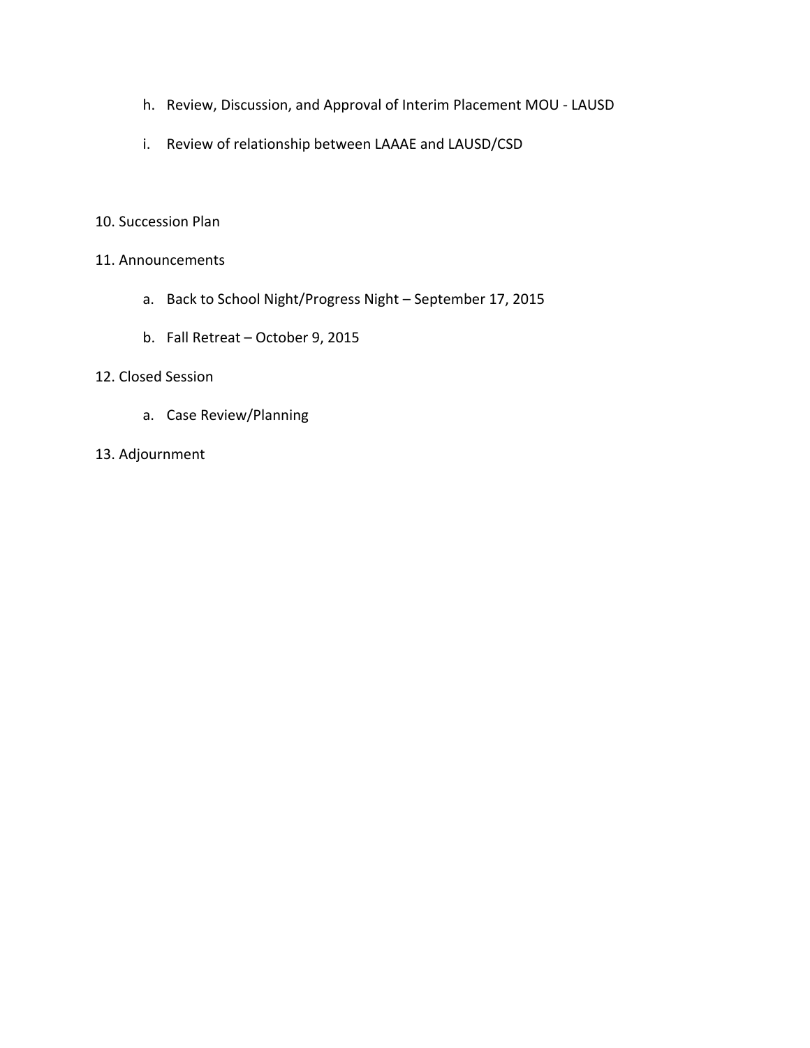h. Review, Discussion, and Approval of Interim Placement MOU - LAUSD

i. Review of relationship between LAAAE and LAUSD/CSD

10. Succession Plan

11. Announcements

    a. Back to School Night/Progress Night – September 17, 2015

    b. Fall Retreat – October 9, 2015

12. Closed Session

    a. Case Review/Planning

13. Adjournment